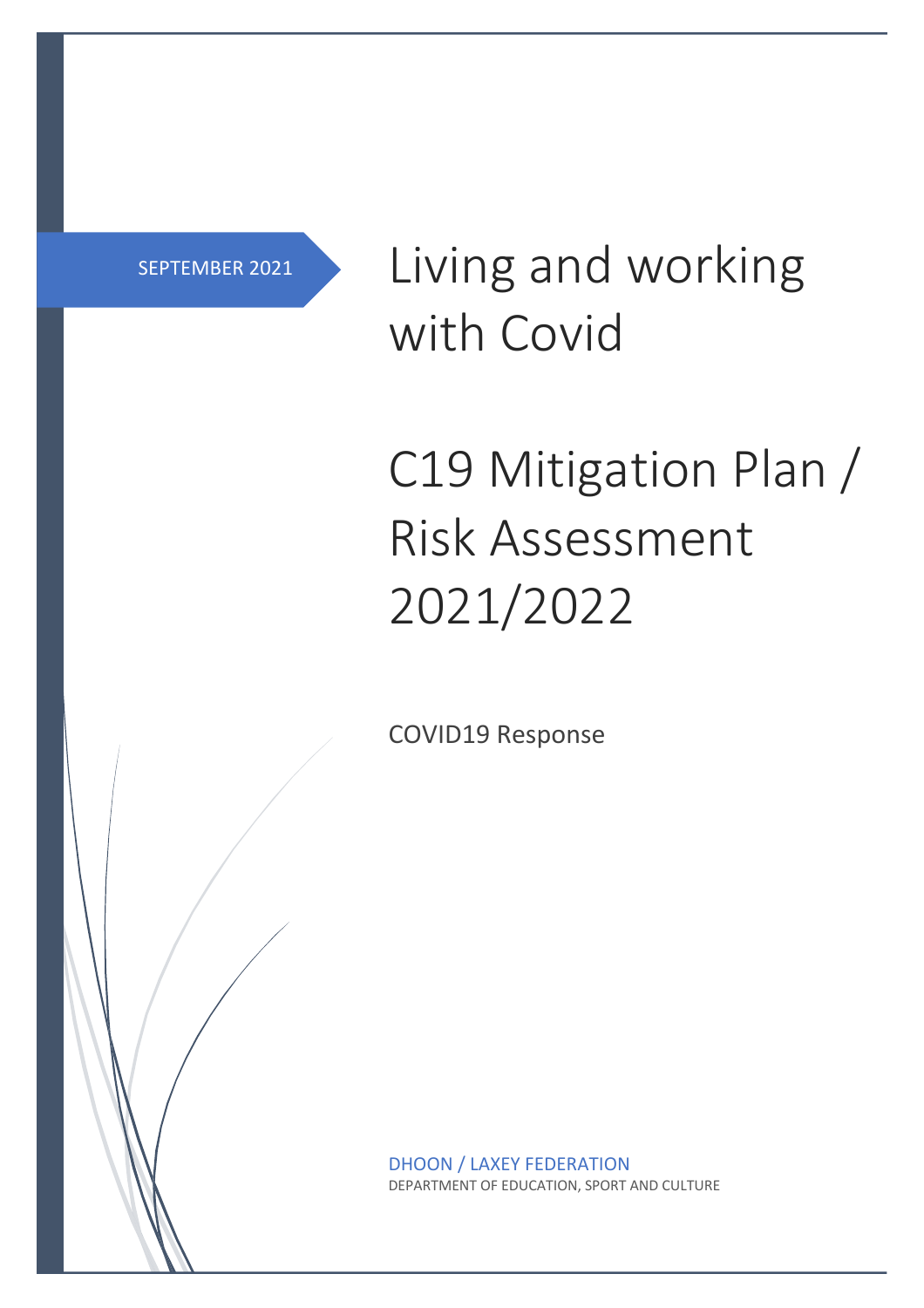SEPTEMBER 2021

# Living and working with Covid

# C19 Mitigation Plan / Risk Assessment 2021/2022

COVID19 Response

DHOON / LAXEY FEDERATION

DEPARTMENT OF EDUCATION, SPORT AND CULTURE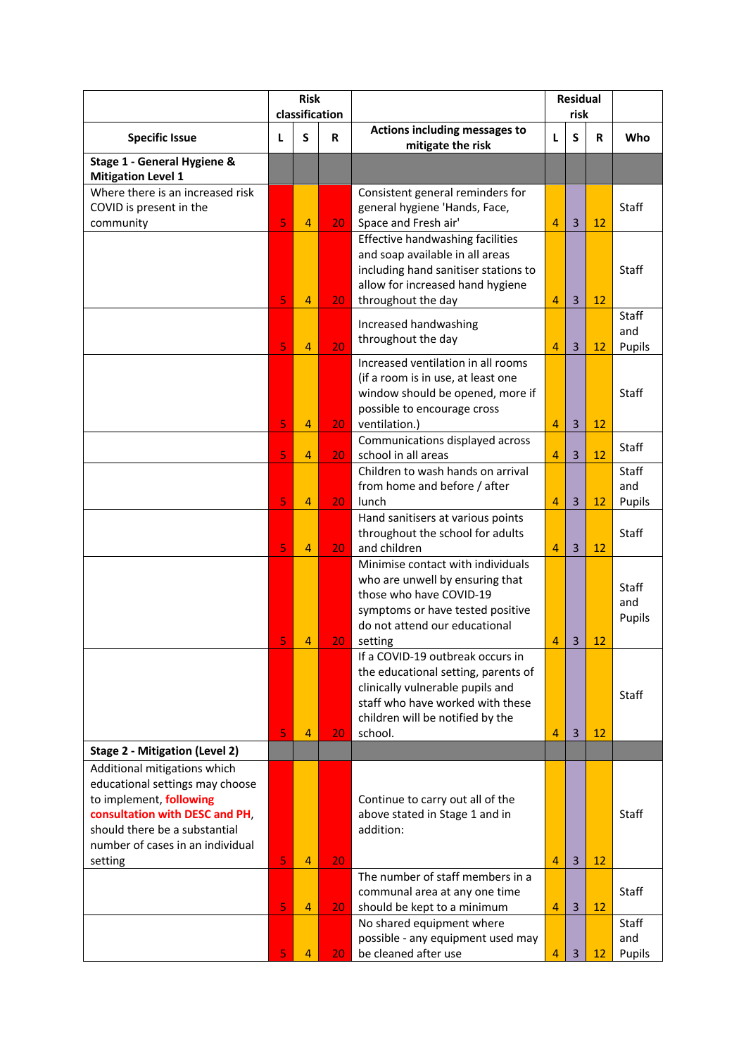| | Risk classification | | | | Residual risk | | | |
|---|---|---|---|---|---|---|---|---|
| **Specific Issue** | **L** | **S** | **R** | **Actions including messages to mitigate the risk** | **L** | **S** | **R** | **Who** |
| **Stage 1 - General Hygiene & Mitigation Level 1** | | | | | | | | |
| Where there is an increased risk COVID is present in the community | 5 | 4 | 20 | Consistent general reminders for general hygiene 'Hands, Face, Space and Fresh air' | 4 | 3 | 12 | Staff |
| | 5 | 4 | 20 | Effective handwashing facilities and soap available in all areas including hand sanitiser stations to allow for increased hand hygiene throughout the day | 4 | 3 | 12 | Staff |
| | 5 | 4 | 20 | Increased handwashing throughout the day | 4 | 3 | 12 | Staff and Pupils |
| | 5 | 4 | 20 | Increased ventilation in all rooms (if a room is in use, at least one window should be opened, more if possible to encourage cross ventilation.) | 4 | 3 | 12 | Staff |
| | 5 | 4 | 20 | Communications displayed across school in all areas | 4 | 3 | 12 | Staff |
| | 5 | 4 | 20 | Children to wash hands on arrival from home and before / after lunch | 4 | 3 | 12 | Staff and Pupils |
| | 5 | 4 | 20 | Hand sanitisers at various points throughout the school for adults and children | 4 | 3 | 12 | Staff |
| | 5 | 4 | 20 | Minimise contact with individuals who are unwell by ensuring that those who have COVID-19 symptoms or have tested positive do not attend our educational setting | 4 | 3 | 12 | Staff and Pupils |
| | 5 | 4 | 20 | If a COVID-19 outbreak occurs in the educational setting, parents of clinically vulnerable pupils and staff who have worked with these children will be notified by the school. | 4 | 3 | 12 | Staff |
| **Stage 2 - Mitigation (Level 2)** | | | | | | | | |
| Additional mitigations which educational settings may choose to implement, **following consultation with DESC and PH**, should there be a substantial number of cases in an individual setting | 5 | 4 | 20 | Continue to carry out all of the above stated in Stage 1 and in addition: | 4 | 3 | 12 | Staff |
| | 5 | 4 | 20 | The number of staff members in a communal area at any one time should be kept to a minimum | 4 | 3 | 12 | Staff |
| | 5 | 4 | 20 | No shared equipment where possible - any equipment used may be cleaned after use | 4 | 3 | 12 | Staff and Pupils |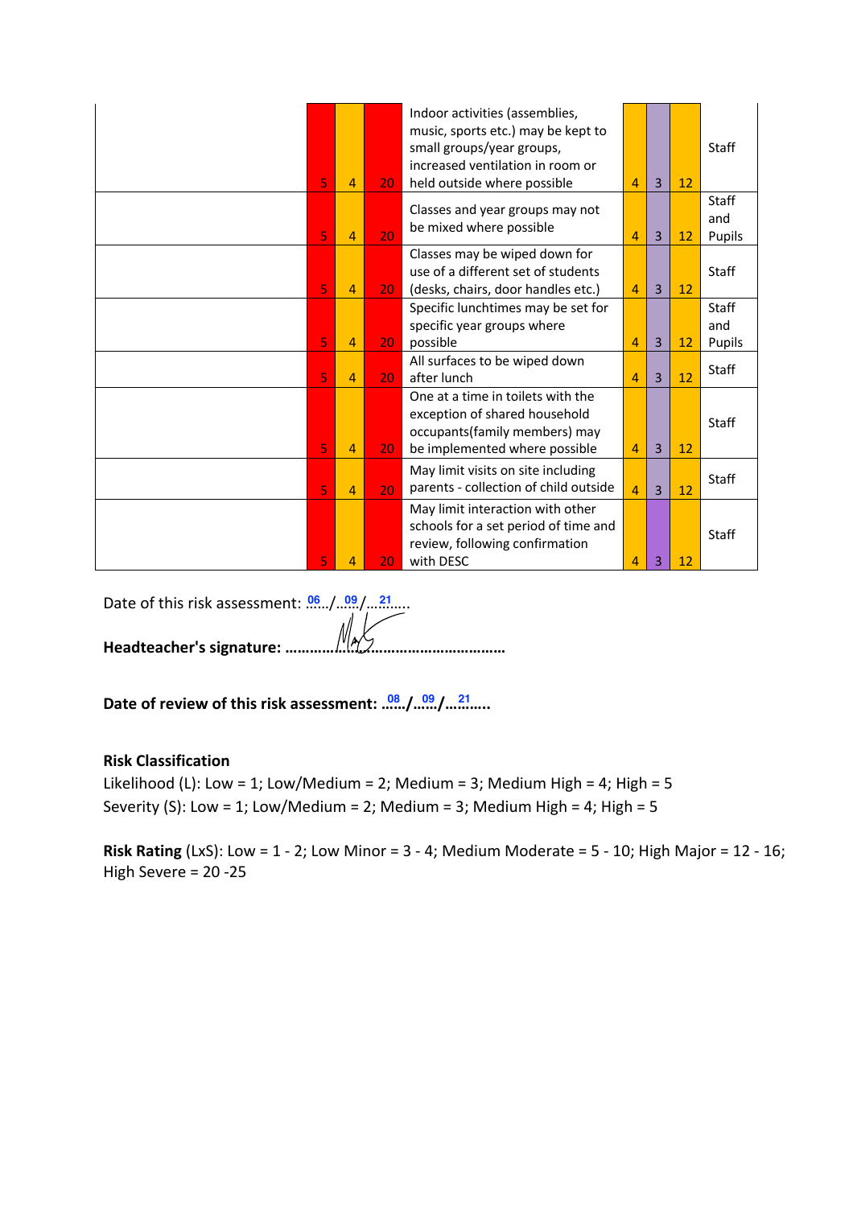| | | | | | | | | |
|---|---|---|---|---|---|---|---|---|
| | 5 | 4 | 20 | Indoor activities (assemblies, music, sports etc.) may be kept to small groups/year groups, increased ventilation in room or held outside where possible | 4 | 3 | 12 | Staff |
| | 5 | 4 | 20 | Classes and year groups may not be mixed where possible | 4 | 3 | 12 | Staff and Pupils |
| | 5 | 4 | 20 | Classes may be wiped down for use of a different set of students (desks, chairs, door handles etc.) | 4 | 3 | 12 | Staff |
| | 5 | 4 | 20 | Specific lunchtimes may be set for specific year groups where possible | 4 | 3 | 12 | Staff and Pupils |
| | 5 | 4 | 20 | All surfaces to be wiped down after lunch | 4 | 3 | 12 | Staff |
| | 5 | 4 | 20 | One at a time in toilets with the exception of shared household occupants(family members) may be implemented where possible | 4 | 3 | 12 | Staff |
| | 5 | 4 | 20 | May limit visits on site including parents - collection of child outside | 4 | 3 | 12 | Staff |
| | 5 | 4 | 20 | May limit interaction with other schools for a set period of time and review, following confirmation with DESC | 4 | 3 | 12 | Staff |

Date of this risk assessment: 06/09/21

**Headteacher's signature:** ………………………………………………

**Date of review of this risk assessment:** 08/09/21

**Risk Classification**

Likelihood (L): Low = 1; Low/Medium = 2; Medium = 3; Medium High = 4; High = 5

Severity (S): Low = 1; Low/Medium = 2; Medium = 3; Medium High = 4; High = 5

**Risk Rating** (LxS): Low = 1 - 2; Low Minor = 3 - 4; Medium Moderate = 5 - 10; High Major = 12 - 16; High Severe = 20 -25